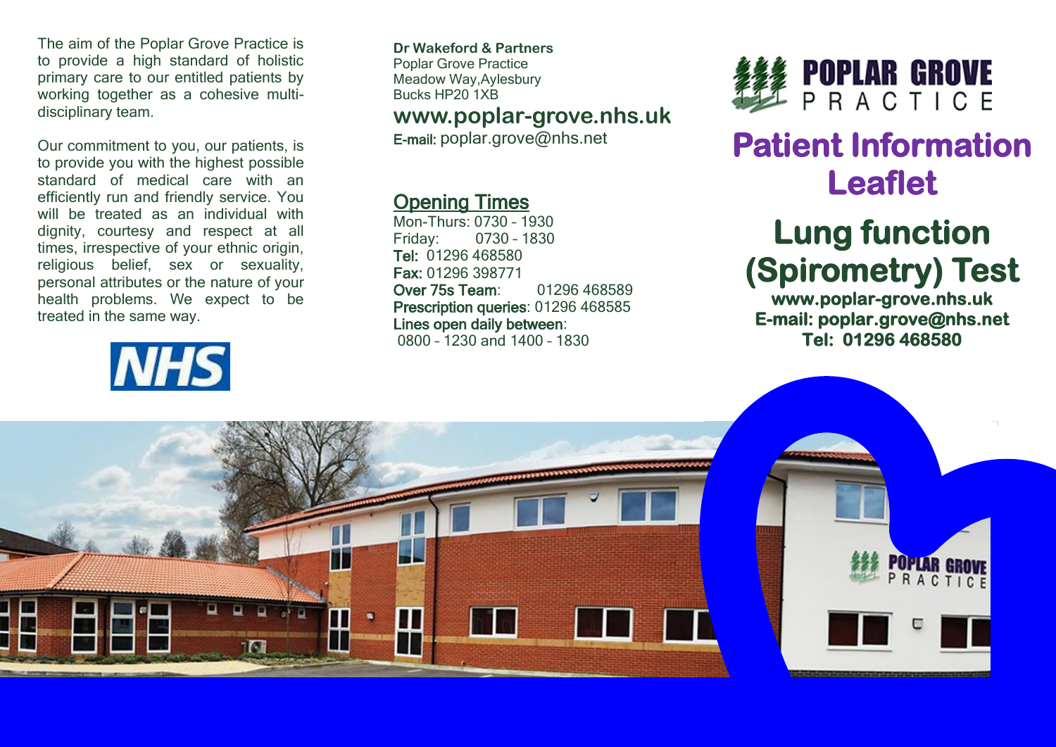The aim of the Poplar Grove Practice is to provide a high standard of holistic primary care to our entitled patients by working together as a cohesive multi-disciplinary team.

Our commitment to you, our patients, is to provide you with the highest possible standard of medical care with an efficiently run and friendly service. You will be treated as an individual with dignity, courtesy and respect at all times, irrespective of your ethnic origin, religious belief, sex or sexuality, personal attributes or the nature of your health problems. We expect to be treated in the same way.

NHS

**Dr Wakeford & Partners**
Poplar Grove Practice
Meadow Way,Aylesbury
Bucks HP20 1XB

**www.poplar-grove.nhs.uk**

**E-mail:** poplar.grove@nhs.net

## Opening Times

Mon-Thurs: 0730 – 1930
Friday: 0730 – 1830
**Tel:** 01296 468580
**Fax:** 01296 398771
**Over 75s Team**: 01296 468589
**Prescription queries**: 01296 468585
**Lines open daily between**:
0800 – 1230 and 1400 – 1830

POPLAR GROVE PRACTICE

# Patient Information Leaflet

# Lung function (Spirometry) Test

**www.poplar-grove.nhs.uk**
**E-mail: poplar.grove@nhs.net**
**Tel: 01296 468580**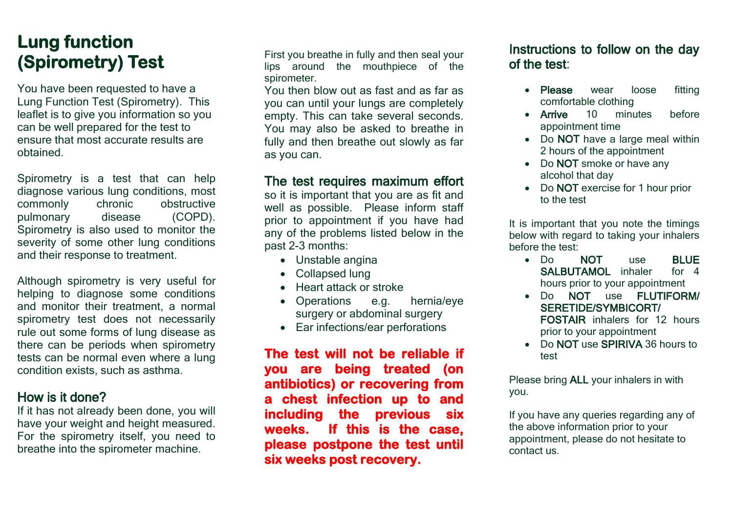# Lung function (Spirometry) Test

You have been requested to have a Lung Function Test (Spirometry). This leaflet is to give you information so you can be well prepared for the test to ensure that most accurate results are obtained.

Spirometry is a test that can help diagnose various lung conditions, most commonly chronic obstructive pulmonary disease (COPD). Spirometry is also used to monitor the severity of some other lung conditions and their response to treatment.

Although spirometry is very useful for helping to diagnose some conditions and monitor their treatment, a normal spirometry test does not necessarily rule out some forms of lung disease as there can be periods when spirometry tests can be normal even where a lung condition exists, such as asthma.

## How is it done?

If it has not already been done, you will have your weight and height measured. For the spirometry itself, you need to breathe into the spirometer machine.

First you breathe in fully and then seal your lips around the mouthpiece of the spirometer.

You then blow out as fast and as far as you can until your lungs are completely empty. This can take several seconds. You may also be asked to breathe in fully and then breathe out slowly as far as you can.

## The test requires maximum effort

so it is important that you are as fit and well as possible. Please inform staff prior to appointment if you have had any of the problems listed below in the past 2-3 months:

- Unstable angina
- Collapsed lung
- Heart attack or stroke
- Operations e.g. hernia/eye surgery or abdominal surgery
- Ear infections/ear perforations

**The test will not be reliable if you are being treated (on antibiotics) or recovering from a chest infection up to and including the previous six weeks. If this is the case, please postpone the test until six weeks post recovery.**

## Instructions to follow on the day of the test:

- **Please** wear loose fitting comfortable clothing
- **Arrive** 10 minutes before appointment time
- Do **NOT** have a large meal within 2 hours of the appointment
- Do **NOT** smoke or have any alcohol that day
- Do **NOT** exercise for 1 hour prior to the test

It is important that you note the timings below with regard to taking your inhalers before the test:

- Do **NOT** use **BLUE SALBUTAMOL** inhaler for 4 hours prior to your appointment
- Do **NOT** use **FLUTIFORM/ SERETIDE/SYMBICORT/ FOSTAIR** inhalers for 12 hours prior to your appointment
- Do **NOT** use **SPIRIVA** 36 hours to test

Please bring **ALL** your inhalers in with you.

If you have any queries regarding any of the above information prior to your appointment, please do not hesitate to contact us.